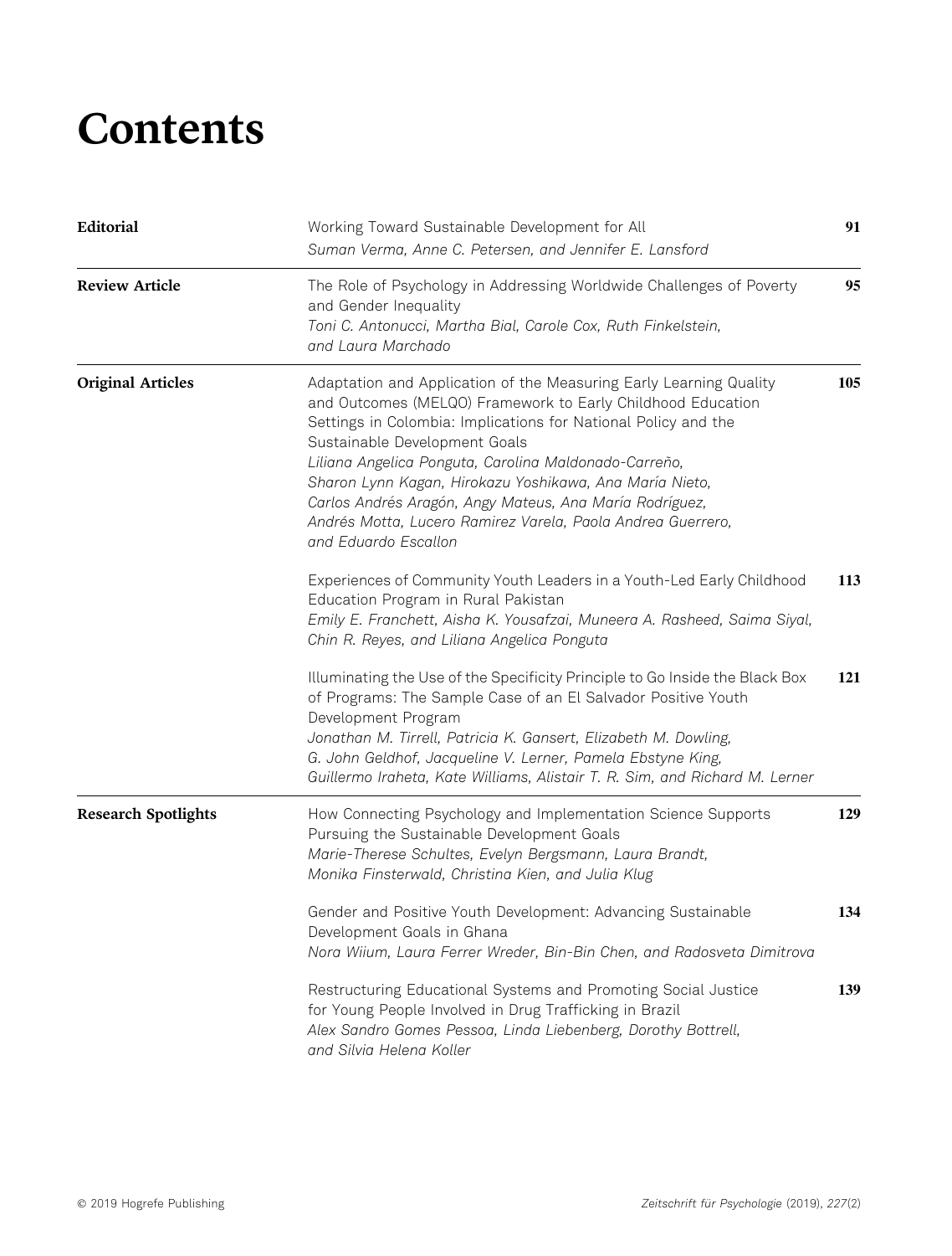# Contents

| | | |
|---|---|---|
| **Editorial** | Working Toward Sustainable Development for All<br>*Suman Verma, Anne C. Petersen, and Jennifer E. Lansford* | **91** |
| **Review Article** | The Role of Psychology in Addressing Worldwide Challenges of Poverty and Gender Inequality<br>*Toni C. Antonucci, Martha Bial, Carole Cox, Ruth Finkelstein, and Laura Marchado* | **95** |
| **Original Articles** | Adaptation and Application of the Measuring Early Learning Quality and Outcomes (MELQO) Framework to Early Childhood Education Settings in Colombia: Implications for National Policy and the Sustainable Development Goals<br>*Liliana Angelica Ponguta, Carolina Maldonado-Carreño, Sharon Lynn Kagan, Hirokazu Yoshikawa, Ana María Nieto, Carlos Andrés Aragón, Angy Mateus, Ana María Rodríguez, Andrés Motta, Lucero Ramirez Varela, Paola Andrea Guerrero, and Eduardo Escallon* | **105** |
| | Experiences of Community Youth Leaders in a Youth-Led Early Childhood Education Program in Rural Pakistan<br>*Emily E. Franchett, Aisha K. Yousafzai, Muneera A. Rasheed, Saima Siyal, Chin R. Reyes, and Liliana Angelica Ponguta* | **113** |
| | Illuminating the Use of the Specificity Principle to Go Inside the Black Box of Programs: The Sample Case of an El Salvador Positive Youth Development Program<br>*Jonathan M. Tirrell, Patricia K. Gansert, Elizabeth M. Dowling, G. John Geldhof, Jacqueline V. Lerner, Pamela Ebstyne King, Guillermo Iraheta, Kate Williams, Alistair T. R. Sim, and Richard M. Lerner* | **121** |
| **Research Spotlights** | How Connecting Psychology and Implementation Science Supports Pursuing the Sustainable Development Goals<br>*Marie-Therese Schultes, Evelyn Bergsmann, Laura Brandt, Monika Finsterwald, Christina Kien, and Julia Klug* | **129** |
| | Gender and Positive Youth Development: Advancing Sustainable Development Goals in Ghana<br>*Nora Wiium, Laura Ferrer Wreder, Bin-Bin Chen, and Radosveta Dimitrova* | **134** |
| | Restructuring Educational Systems and Promoting Social Justice for Young People Involved in Drug Trafficking in Brazil<br>*Alex Sandro Gomes Pessoa, Linda Liebenberg, Dorothy Bottrell, and Silvia Helena Koller* | **139** |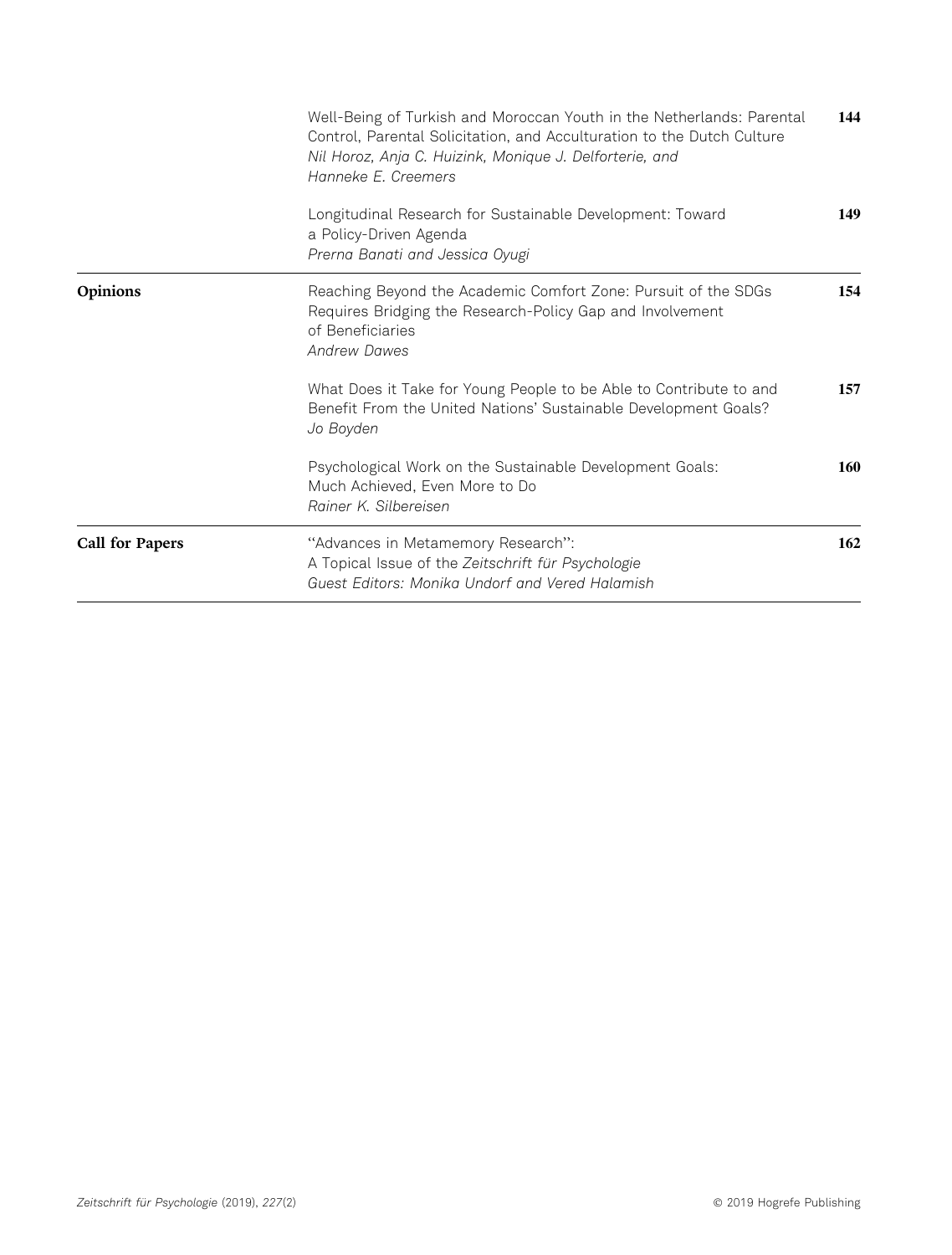| | | |
|---|---|---|
| | Well-Being of Turkish and Moroccan Youth in the Netherlands: Parental Control, Parental Solicitation, and Acculturation to the Dutch Culture<br>*Nil Horoz, Anja C. Huizink, Monique J. Delforterie, and Hanneke E. Creemers* | **144** |
| | Longitudinal Research for Sustainable Development: Toward a Policy-Driven Agenda<br>*Prerna Banati and Jessica Oyugi* | **149** |
| **Opinions** | Reaching Beyond the Academic Comfort Zone: Pursuit of the SDGs Requires Bridging the Research-Policy Gap and Involvement of Beneficiaries<br>*Andrew Dawes* | **154** |
| | What Does it Take for Young People to be Able to Contribute to and Benefit From the United Nations' Sustainable Development Goals?<br>*Jo Boyden* | **157** |
| | Psychological Work on the Sustainable Development Goals: Much Achieved, Even More to Do<br>*Rainer K. Silbereisen* | **160** |
| **Call for Papers** | "Advances in Metamemory Research":<br>A Topical Issue of the *Zeitschrift für Psychologie*<br>*Guest Editors: Monika Undorf and Vered Halamish* | **162** |